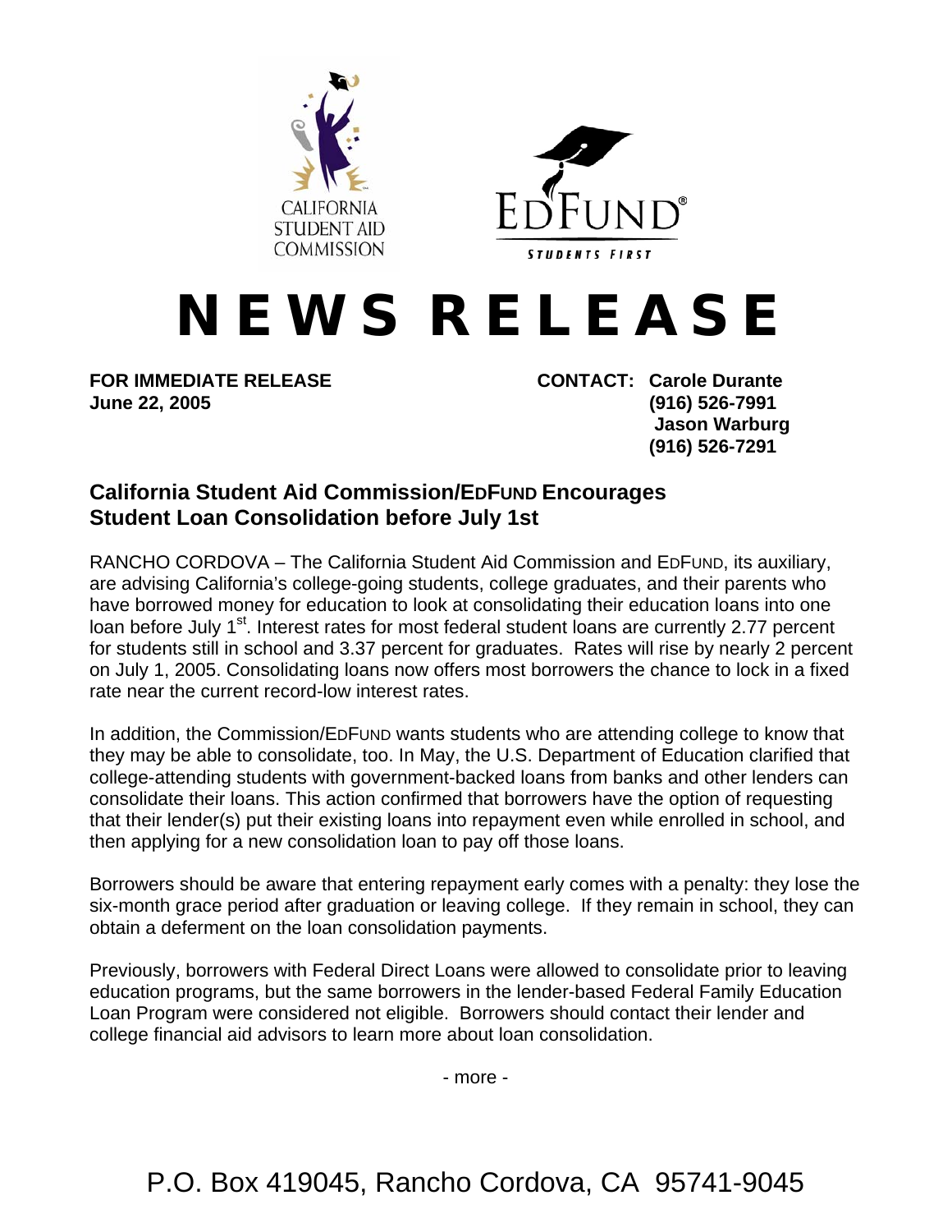CALIFORNIA STUDENT AID COMMISSION

EDFUND®

STUDENTS FIRST

# NEWS RELEASE

**FOR IMMEDIATE RELEASE**
**June 22, 2005**

**CONTACT: Carole Durante**
**(916) 526-7991**
**Jason Warburg**
**(916) 526-7291**

## California Student Aid Commission/EdFund Encourages Student Loan Consolidation before July 1st

RANCHO CORDOVA – The California Student Aid Commission and EdFund, its auxiliary, are advising California's college-going students, college graduates, and their parents who have borrowed money for education to look at consolidating their education loans into one loan before July 1st. Interest rates for most federal student loans are currently 2.77 percent for students still in school and 3.37 percent for graduates. Rates will rise by nearly 2 percent on July 1, 2005. Consolidating loans now offers most borrowers the chance to lock in a fixed rate near the current record-low interest rates.

In addition, the Commission/EdFund wants students who are attending college to know that they may be able to consolidate, too. In May, the U.S. Department of Education clarified that college-attending students with government-backed loans from banks and other lenders can consolidate their loans. This action confirmed that borrowers have the option of requesting that their lender(s) put their existing loans into repayment even while enrolled in school, and then applying for a new consolidation loan to pay off those loans.

Borrowers should be aware that entering repayment early comes with a penalty: they lose the six-month grace period after graduation or leaving college. If they remain in school, they can obtain a deferment on the loan consolidation payments.

Previously, borrowers with Federal Direct Loans were allowed to consolidate prior to leaving education programs, but the same borrowers in the lender-based Federal Family Education Loan Program were considered not eligible. Borrowers should contact their lender and college financial aid advisors to learn more about loan consolidation.

- more -

P.O. Box 419045, Rancho Cordova, CA 95741-9045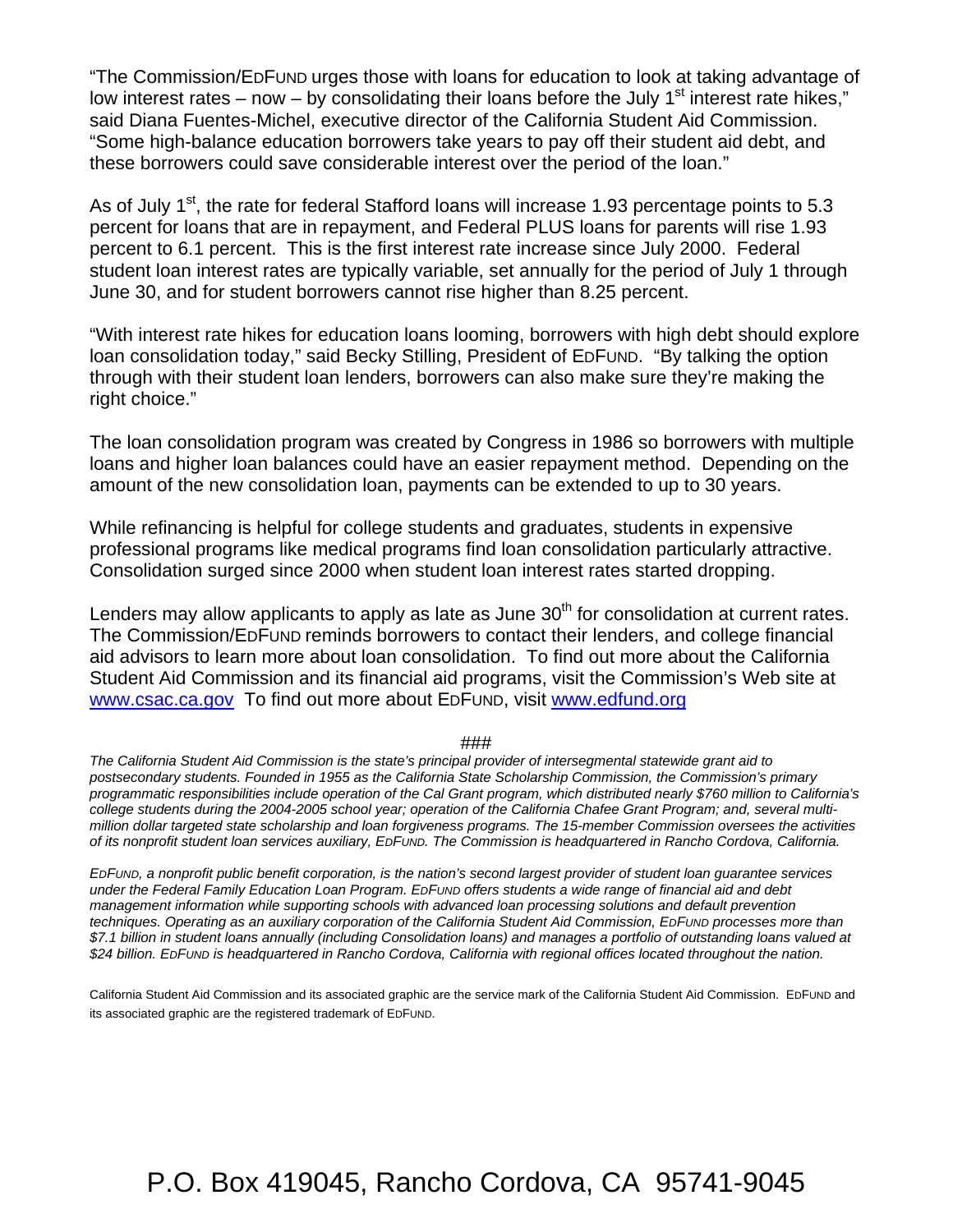"The Commission/EDFUND urges those with loans for education to look at taking advantage of low interest rates – now – by consolidating their loans before the July 1st interest rate hikes," said Diana Fuentes-Michel, executive director of the California Student Aid Commission. "Some high-balance education borrowers take years to pay off their student aid debt, and these borrowers could save considerable interest over the period of the loan."

As of July 1st, the rate for federal Stafford loans will increase 1.93 percentage points to 5.3 percent for loans that are in repayment, and Federal PLUS loans for parents will rise 1.93 percent to 6.1 percent. This is the first interest rate increase since July 2000. Federal student loan interest rates are typically variable, set annually for the period of July 1 through June 30, and for student borrowers cannot rise higher than 8.25 percent.

"With interest rate hikes for education loans looming, borrowers with high debt should explore loan consolidation today," said Becky Stilling, President of EDFUND. "By talking the option through with their student loan lenders, borrowers can also make sure they're making the right choice."

The loan consolidation program was created by Congress in 1986 so borrowers with multiple loans and higher loan balances could have an easier repayment method. Depending on the amount of the new consolidation loan, payments can be extended to up to 30 years.

While refinancing is helpful for college students and graduates, students in expensive professional programs like medical programs find loan consolidation particularly attractive. Consolidation surged since 2000 when student loan interest rates started dropping.

Lenders may allow applicants to apply as late as June 30th for consolidation at current rates. The Commission/EDFUND reminds borrowers to contact their lenders, and college financial aid advisors to learn more about loan consolidation. To find out more about the California Student Aid Commission and its financial aid programs, visit the Commission's Web site at www.csac.ca.gov To find out more about EDFUND, visit www.edfund.org

###

*The California Student Aid Commission is the state's principal provider of intersegmental statewide grant aid to postsecondary students. Founded in 1955 as the California State Scholarship Commission, the Commission's primary programmatic responsibilities include operation of the Cal Grant program, which distributed nearly $760 million to California's college students during the 2004-2005 school year; operation of the California Chafee Grant Program; and, several multi-million dollar targeted state scholarship and loan forgiveness programs. The 15-member Commission oversees the activities of its nonprofit student loan services auxiliary, EDFUND. The Commission is headquartered in Rancho Cordova, California.*

*EDFUND, a nonprofit public benefit corporation, is the nation's second largest provider of student loan guarantee services under the Federal Family Education Loan Program. EDFUND offers students a wide range of financial aid and debt management information while supporting schools with advanced loan processing solutions and default prevention techniques. Operating as an auxiliary corporation of the California Student Aid Commission, EDFUND processes more than $7.1 billion in student loans annually (including Consolidation loans) and manages a portfolio of outstanding loans valued at $24 billion. EDFUND is headquartered in Rancho Cordova, California with regional offices located throughout the nation.*

California Student Aid Commission and its associated graphic are the service mark of the California Student Aid Commission. EDFUND and its associated graphic are the registered trademark of EDFUND.

P.O. Box 419045, Rancho Cordova, CA 95741-9045